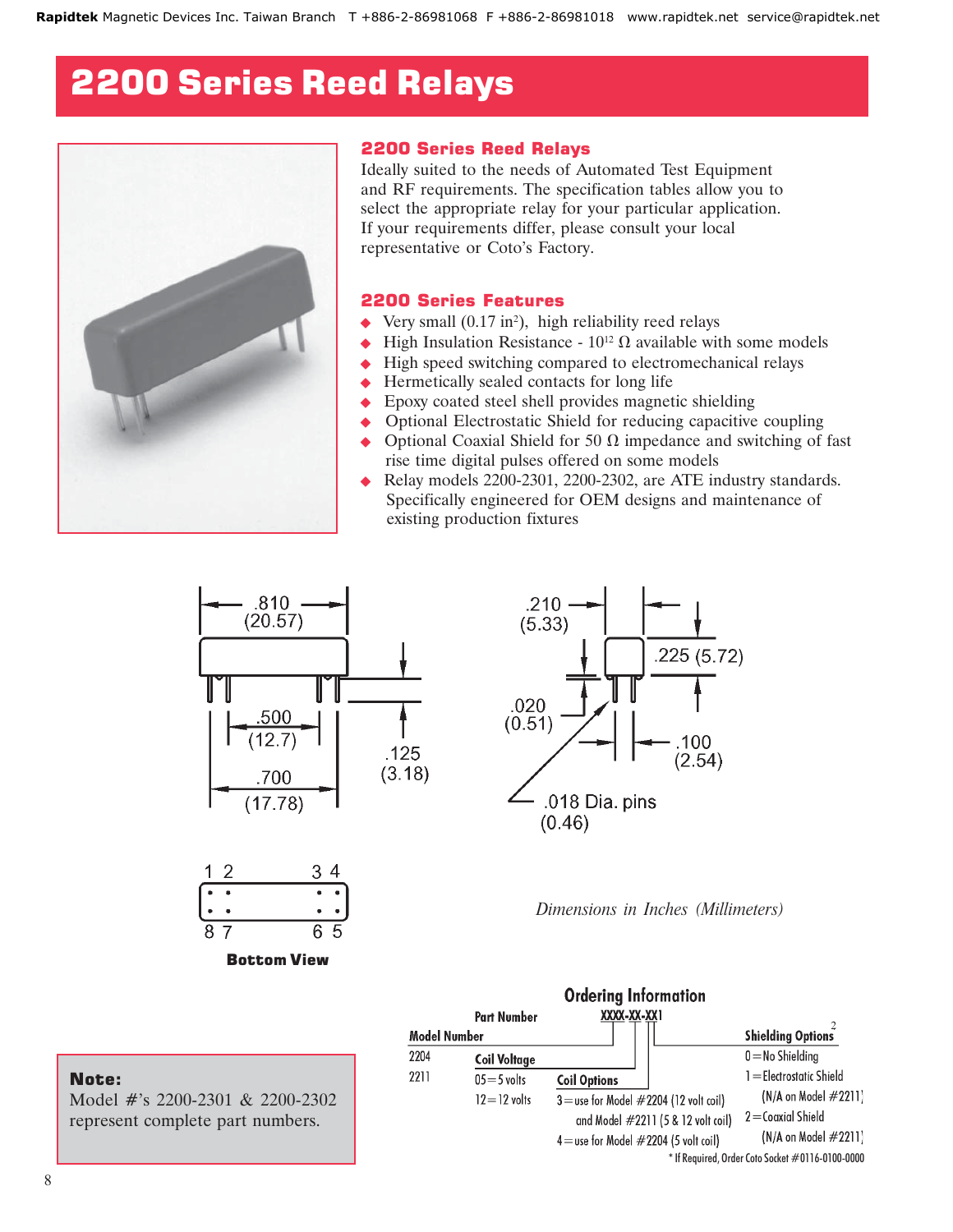# 2200 Series Reed Relays

## 2200 Series Reed Relays

Ideally suited to the needs of Automated Test Equipment and RF requirements. The specification tables allow you to select the appropriate relay for your particular application. If your requirements differ, please consult your local representative or Coto's Factory.

## 2200 Series Features

- Very small (0.17 in$^2$), high reliability reed relays
- High Insulation Resistance - $10^{12}$ Ω available with some models
- High speed switching compared to electromechanical relays
- Hermetically sealed contacts for long life
- Epoxy coated steel shell provides magnetic shielding
- Optional Electrostatic Shield for reducing capacitive coupling
- Optional Coaxial Shield for 50 Ω impedance and switching of fast rise time digital pulses offered on some models
- Relay models 2200-2301, 2200-2302, are ATE industry standards. Specifically engineered for OEM designs and maintenance of existing production fixtures

.810 (20.57)
.500 (12.7)
.700 (17.78)
.125 (3.18)
.210 (5.33)
.225 (5.72)
.020 (0.51)
.100 (2.54)
.018 Dia. pins (0.46)

1 2 3 4
8 7 6 5

**Bottom View**

*Dimensions in Inches (Millimeters)*

**Note:**
Model #'s 2200-2301 & 2200-2302 represent complete part numbers.

### Ordering Information

**Part Number** XXXX-XX-XX1

| Model Number | Coil Voltage | Coil Options | Shielding Options[2] |
|---|---|---|---|
| 2204 | 05=5 volts | 3=use for Model #2204 (12 volt coil) and Model #2211 (5 & 12 volt coil) | 0=No Shielding |
| 2211 | 12=12 volts | 4=use for Model #2204 (5 volt coil) | 1=Electrostatic Shield (N/A on Model #2211) |
| | | | 2=Coaxial Shield (N/A on Model #2211) |

\* If Required, Order Coto Socket #0116-0100-0000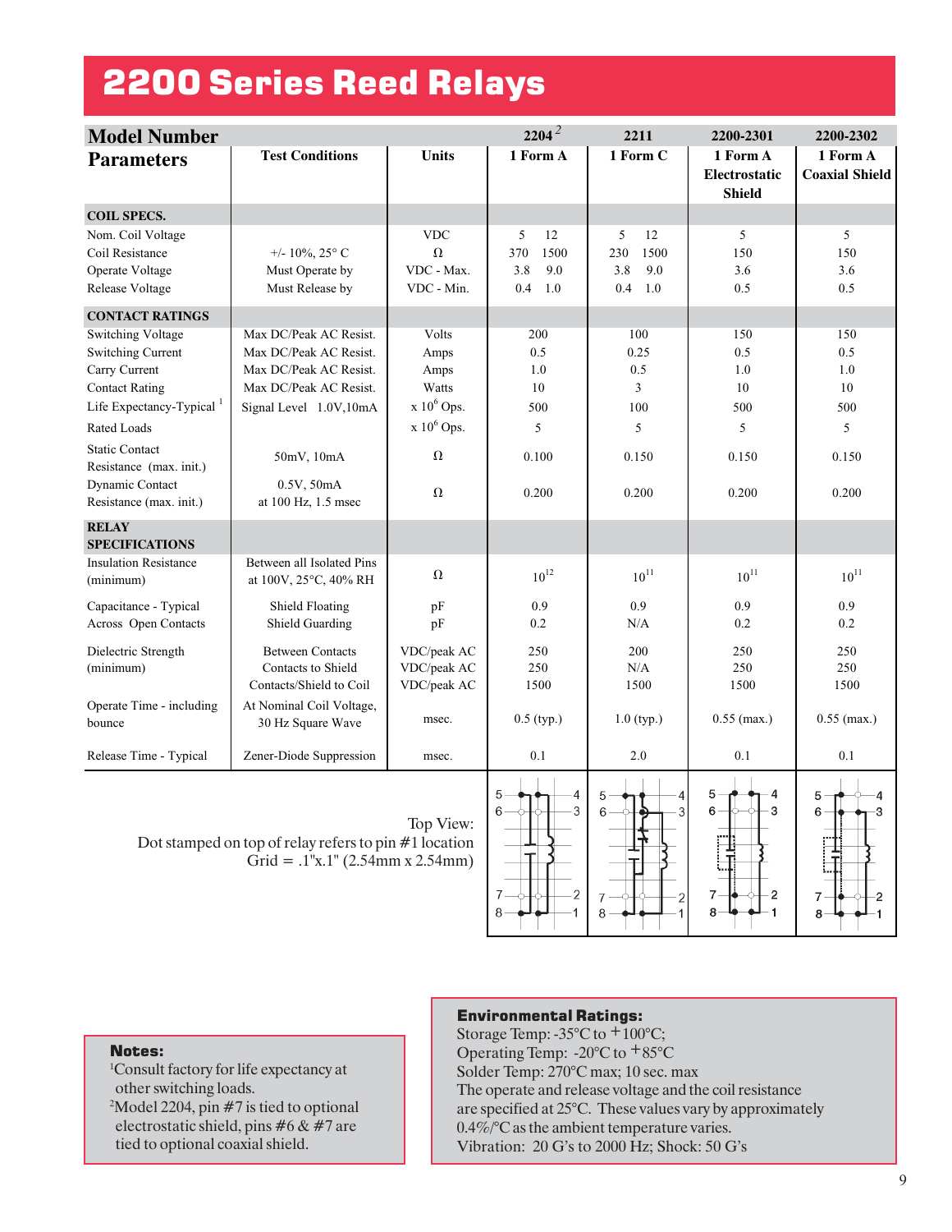# 2200 Series Reed Relays

| **Model Number** | | | 2204[2] | 2211 | 2200-2301 | 2200-2302 |
|---|---|---|---|---|---|---|
| **Parameters** | **Test Conditions** | **Units** | **1 Form A** | **1 Form C** | **1 Form A Electrostatic Shield** | **1 Form A Coaxial Shield** |
| **COIL SPECS.** | | | | | | |
| Nom. Coil Voltage | | VDC | 5 12 | 5 12 | 5 | 5 |
| Coil Resistance | +/- 10%, 25° C | Ω | 370 1500 | 230 1500 | 150 | 150 |
| Operate Voltage | Must Operate by | VDC - Max. | 3.8 9.0 | 3.8 9.0 | 3.6 | 3.6 |
| Release Voltage | Must Release by | VDC - Min. | 0.4 1.0 | 0.4 1.0 | 0.5 | 0.5 |
| **CONTACT RATINGS** | | | | | | |
| Switching Voltage | Max DC/Peak AC Resist. | Volts | 200 | 100 | 150 | 150 |
| Switching Current | Max DC/Peak AC Resist. | Amps | 0.5 | 0.25 | 0.5 | 0.5 |
| Carry Current | Max DC/Peak AC Resist. | Amps | 1.0 | 0.5 | 1.0 | 1.0 |
| Contact Rating | Max DC/Peak AC Resist. | Watts | 10 | 3 | 10 | 10 |
| Life Expectancy-Typical [1] | Signal Level 1.0V,10mA | x $10^6$ Ops. | 500 | 100 | 500 | 500 |
| Rated Loads | | x $10^6$ Ops. | 5 | 5 | 5 | 5 |
| Static Contact Resistance (max. init.) | 50mV, 10mA | Ω | 0.100 | 0.150 | 0.150 | 0.150 |
| Dynamic Contact Resistance (max. init.) | 0.5V, 50mA at 100 Hz, 1.5 msec | Ω | 0.200 | 0.200 | 0.200 | 0.200 |
| **RELAY SPECIFICATIONS** | | | | | | |
| Insulation Resistance (minimum) | Between all Isolated Pins at 100V, 25°C, 40% RH | Ω | $10^{12}$ | $10^{11}$ | $10^{11}$ | $10^{11}$ |
| Capacitance - Typical | Shield Floating | pF | 0.9 | 0.9 | 0.9 | 0.9 |
| Across Open Contacts | Shield Guarding | pF | 0.2 | N/A | 0.2 | 0.2 |
| Dielectric Strength (minimum) | Between Contacts | VDC/peak AC | 250 | 200 | 250 | 250 |
| | Contacts to Shield | VDC/peak AC | 250 | N/A | 250 | 250 |
| | Contacts/Shield to Coil | VDC/peak AC | 1500 | 1500 | 1500 | 1500 |
| Operate Time - including bounce | At Nominal Coil Voltage, 30 Hz Square Wave | msec. | 0.5 (typ.) | 1.0 (typ.) | 0.55 (max.) | 0.55 (max.) |
| Release Time - Typical | Zener-Diode Suppression | msec. | 0.1 | 2.0 | 0.1 | 0.1 |

Top View:
Dot stamped on top of relay refers to pin #1 location
Grid = .1"x.1" (2.54mm x 2.54mm)

**Notes:**
[1]Consult factory for life expectancy at other switching loads.
[2]Model 2204, pin #7 is tied to optional electrostatic shield, pins #6 & #7 are tied to optional coaxial shield.

**Environmental Ratings:**
Storage Temp: -35°C to +100°C;
Operating Temp: -20°C to +85°C
Solder Temp: 270°C max; 10 sec. max
The operate and release voltage and the coil resistance are specified at 25°C. These values vary by approximately 0.4%/°C as the ambient temperature varies.
Vibration: 20 G's to 2000 Hz; Shock: 50 G's